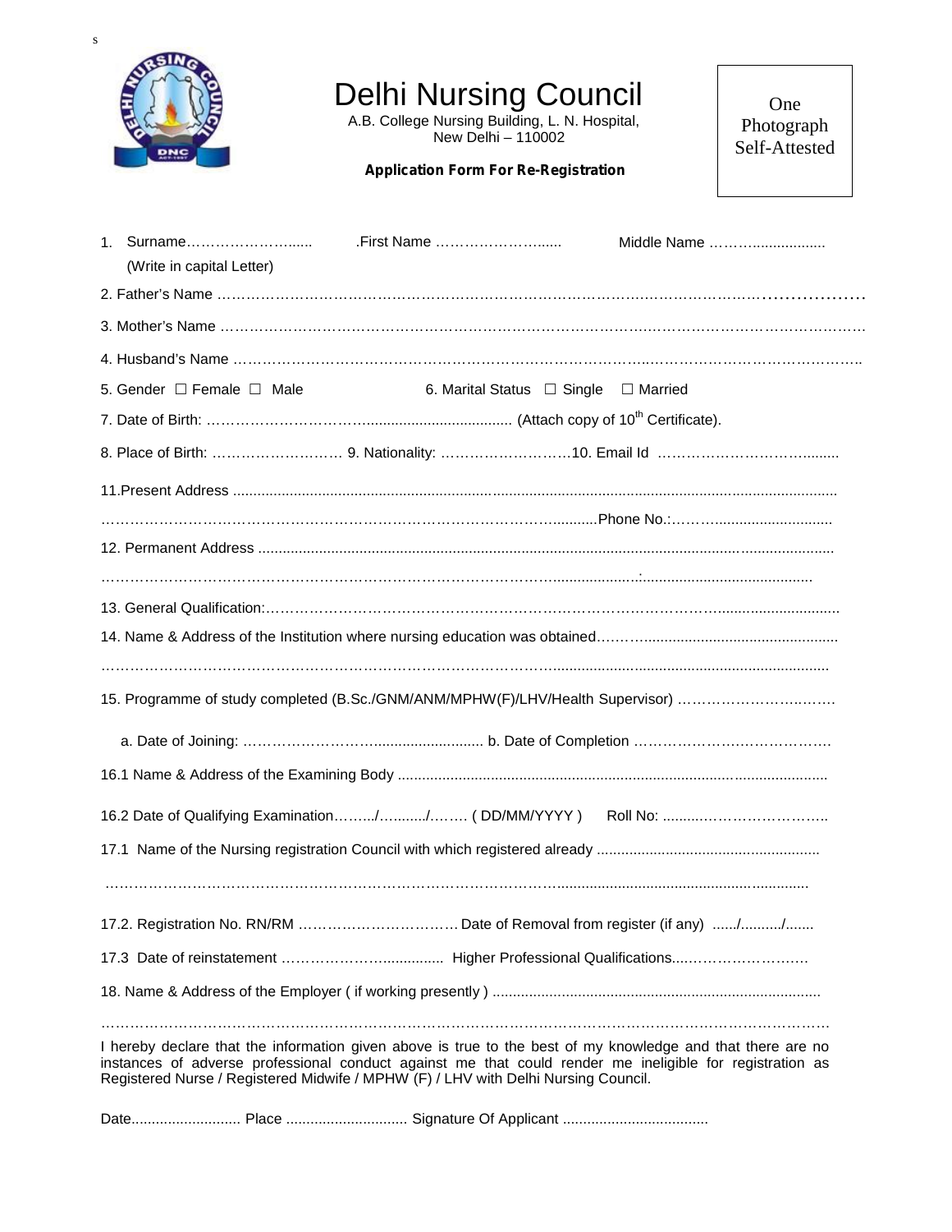s

# Delhi Nursing Council

A.B. College Nursing Building, L. N. Hospital,
New Delhi – 110002

**Application Form For Re-Registration**

One Photograph Self-Attested

1. Surname…………………...... .First Name …………………...... Middle Name ……….................
   (Write in capital Letter)

2. Father's Name ……………………………………………………………………………………………………………

3. Mother's Name ………………………………………………………………………………………………………………

4. Husband's Name ……………………………………………………………………………………………………………..

5. Gender ☐ Female ☐ Male  6. Marital Status ☐ Single ☐ Married

7. Date of Birth: …………………………..................................... (Attach copy of 10th Certificate).

8. Place of Birth: ……………………… 9. Nationality: ………………………10. Email Id ……………………………........

11.Present Address ...................................................................................................................................................

…………………………………………………………………………………..........Phone No.:…….............................

12. Permanent Address ............................................................................................................................................

………………………………………………………………………………….....................:..........................................

13. General Qualification:…………………………………………………………………………………..............................

14. Name & Address of the Institution where nursing education was obtained……….................................................

…………………………………………………………………………….....................................................................

15. Programme of study completed (B.Sc./GNM/ANM/MPHW(F)/LHV/Health Supervisor) ……………………….…….

  a. Date of Joining: ……………………….......................... b. Date of Completion ………………….………………

16.1 Name & Address of the Examining Body ..........................................................................................................

16.2 Date of Qualifying Examination……../….......…/……. ( DD/MM/YYYY )  Roll No: .........……………………..

17.1 Name of the Nursing registration Council with which registered already ......................................................

……………………………………………………………………………...............................................................

17.2. Registration No. RN/RM …………………………… Date of Removal from register (if any) ....../........../.......

17.3 Date of reinstatement ………………….............. Higher Professional Qualifications...……………………

18. Name & Address of the Employer ( if working presently ) ................................................................................

…………………………………………………………………………………………………………………………………

I hereby declare that the information given above is true to the best of my knowledge and that there are no instances of adverse professional conduct against me that could render me ineligible for registration as Registered Nurse / Registered Midwife / MPHW (F) / LHV with Delhi Nursing Council.

Date........................... Place .............................. Signature Of Applicant ....................................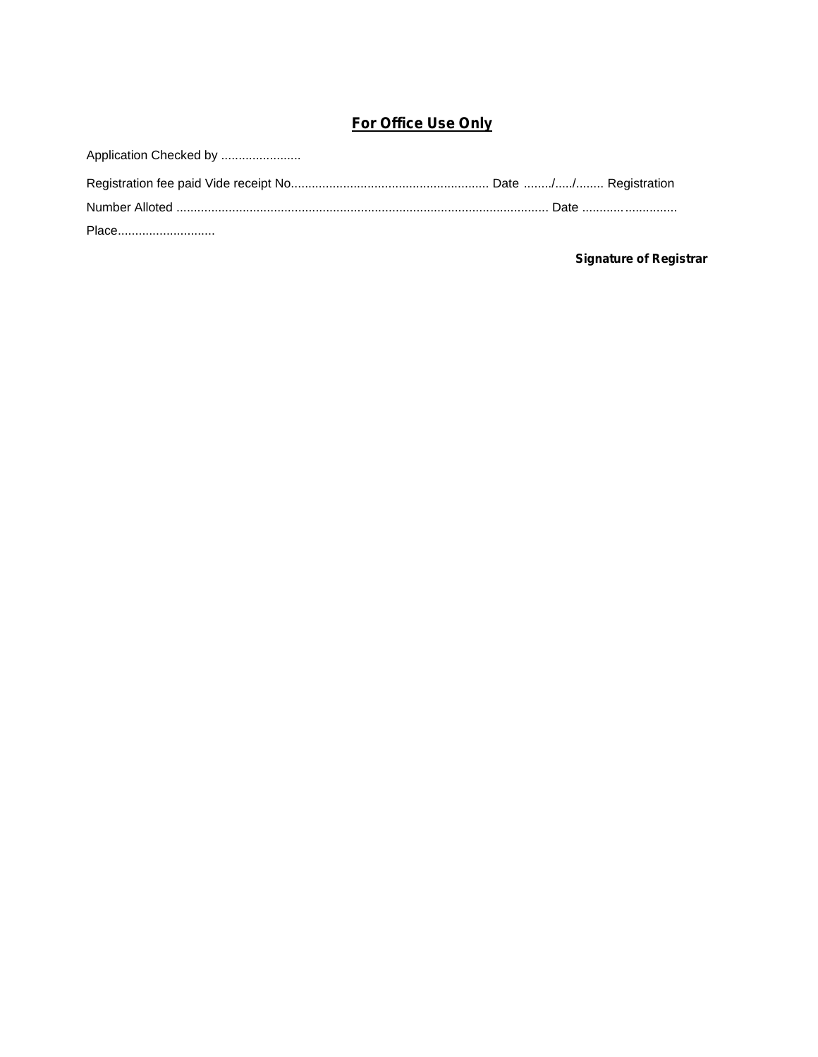## <u>For Office Use Only</u>

Application Checked by .......................

Registration fee paid Vide receipt No......................................................... Date ......../...../........ Registration Number Alloted ........................................................................................................... Date ............ ...............

Place............................

**Signature of Registrar**